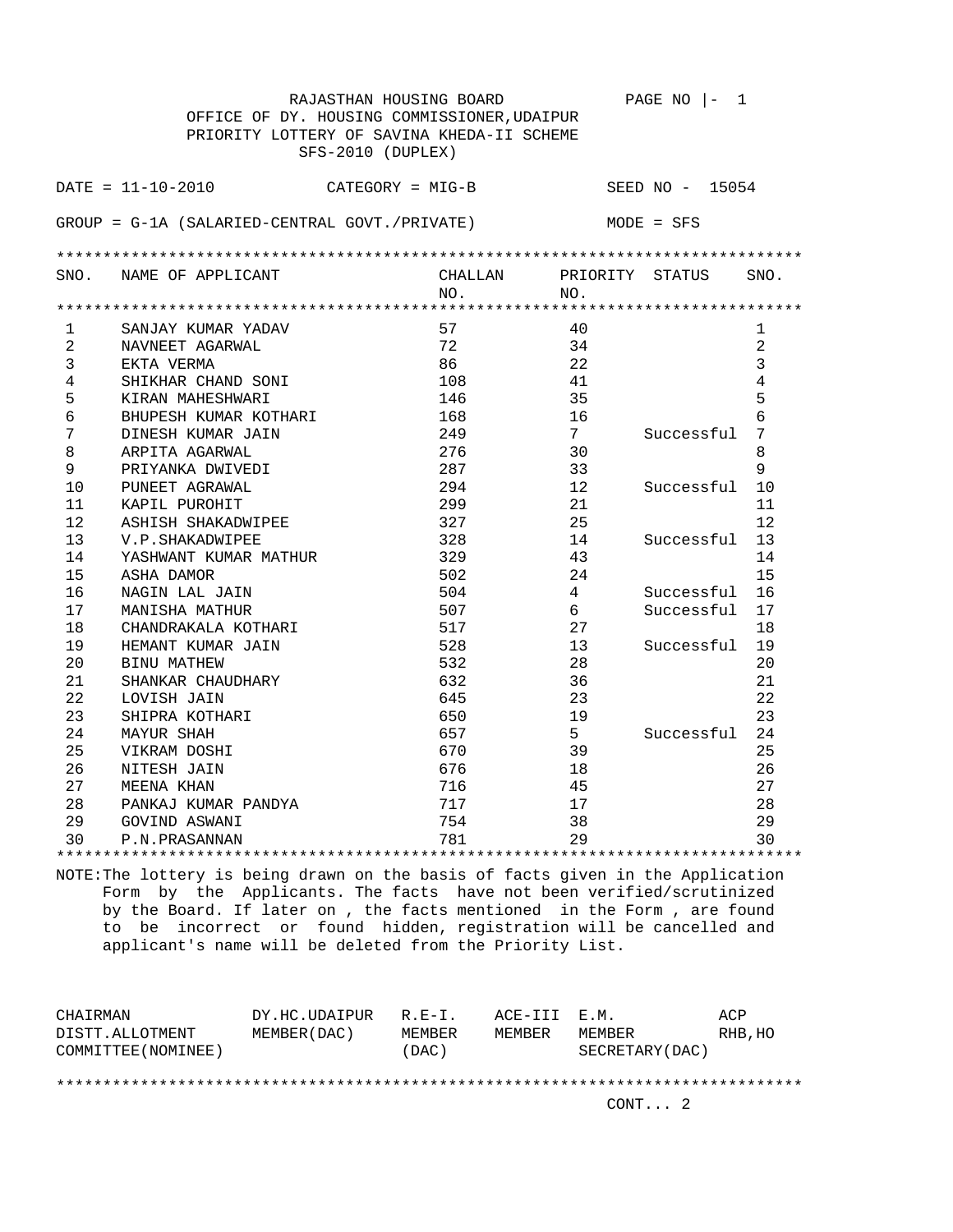RAJASTHAN HOUSING BOARD

OFFICE OF DY. HOUSING COMMISSIONER,UDAIPUR

PRIORITY LOTTERY OF SAVINA KHEDA-II SCHEME

SFS-2010 (DUPLEX)

DATE = 11-10-2010 CATEGORY = MIG-B SEED NO - 15054

GROUP = G-1A (SALARIED-CENTRAL GOVT./PRIVATE) MODE = SFS

| SNO. | NAME OF APPLICANT | CHALLAN NO. | PRIORITY NO. | STATUS | SNO. |
|---|---|---|---|---|---|
| 1 | SANJAY KUMAR YADAV | 57 | 40 | | 1 |
| 2 | NAVNEET AGARWAL | 72 | 34 | | 2 |
| 3 | EKTA VERMA | 86 | 22 | | 3 |
| 4 | SHIKHAR CHAND SONI | 108 | 41 | | 4 |
| 5 | KIRAN MAHESHWARI | 146 | 35 | | 5 |
| 6 | BHUPESH KUMAR KOTHARI | 168 | 16 | | 6 |
| 7 | DINESH KUMAR JAIN | 249 | 7 | Successful | 7 |
| 8 | ARPITA AGARWAL | 276 | 30 | | 8 |
| 9 | PRIYANKA DWIVEDI | 287 | 33 | | 9 |
| 10 | PUNEET AGRAWAL | 294 | 12 | Successful | 10 |
| 11 | KAPIL PUROHIT | 299 | 21 | | 11 |
| 12 | ASHISH SHAKADWIPEE | 327 | 25 | | 12 |
| 13 | V.P.SHAKADWIPEE | 328 | 14 | Successful | 13 |
| 14 | YASHWANT KUMAR MATHUR | 329 | 43 | | 14 |
| 15 | ASHA DAMOR | 502 | 24 | | 15 |
| 16 | NAGIN LAL JAIN | 504 | 4 | Successful | 16 |
| 17 | MANISHA MATHUR | 507 | 6 | Successful | 17 |
| 18 | CHANDRAKALA KOTHARI | 517 | 27 | | 18 |
| 19 | HEMANT KUMAR JAIN | 528 | 13 | Successful | 19 |
| 20 | BINU MATHEW | 532 | 28 | | 20 |
| 21 | SHANKAR CHAUDHARY | 632 | 36 | | 21 |
| 22 | LOVISH JAIN | 645 | 23 | | 22 |
| 23 | SHIPRA KOTHARI | 650 | 19 | | 23 |
| 24 | MAYUR SHAH | 657 | 5 | Successful | 24 |
| 25 | VIKRAM DOSHI | 670 | 39 | | 25 |
| 26 | NITESH JAIN | 676 | 18 | | 26 |
| 27 | MEENA KHAN | 716 | 45 | | 27 |
| 28 | PANKAJ KUMAR PANDYA | 717 | 17 | | 28 |
| 29 | GOVIND ASWANI | 754 | 38 | | 29 |
| 30 | P.N.PRASANNAN | 781 | 29 | | 30 |

NOTE:The lottery is being drawn on the basis of facts given in the Application Form by the Applicants. The facts have not been verified/scrutinized by the Board. If later on , the facts mentioned in the Form , are found to be incorrect or found hidden, registration will be cancelled and applicant's name will be deleted from the Priority List.

| CHAIRMAN DISTT.ALLOTMENT COMMITTEE(NOMINEE) | DY.HC.UDAIPUR MEMBER(DAC) | R.E-I. MEMBER (DAC) | ACE-III MEMBER | E.M. MEMBER SECRETARY(DAC) | ACP RHB,HO |
|---|---|---|---|---|---|

CONT... 2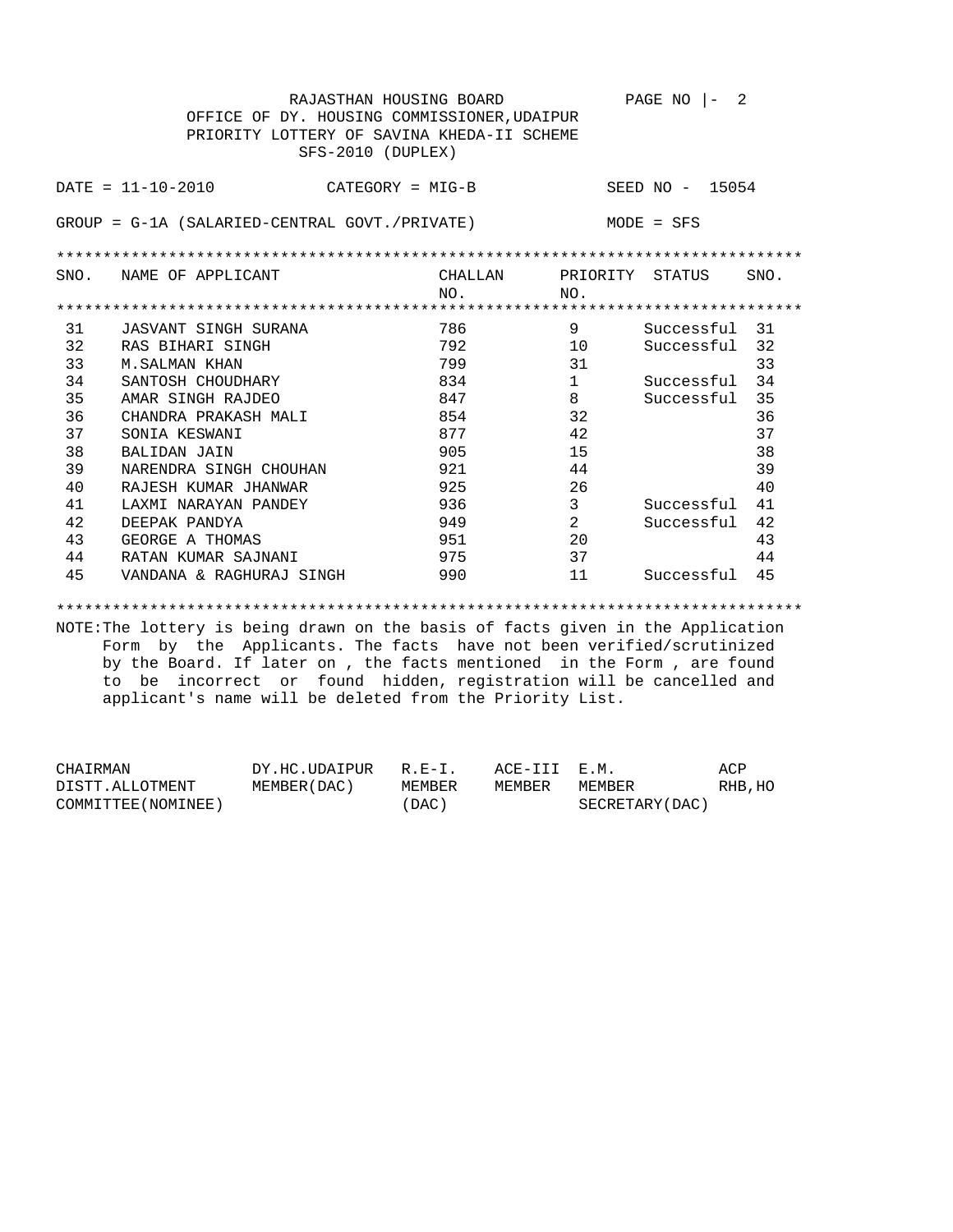RAJASTHAN HOUSING BOARD

OFFICE OF DY. HOUSING COMMISSIONER,UDAIPUR

PRIORITY LOTTERY OF SAVINA KHEDA-II SCHEME

SFS-2010 (DUPLEX)

DATE = 11-10-2010 CATEGORY = MIG-B SEED NO - 15054

GROUP = G-1A (SALARIED-CENTRAL GOVT./PRIVATE) MODE = SFS

| SNO. | NAME OF APPLICANT | CHALLAN NO. | PRIORITY NO. | STATUS | SNO. |
|---|---|---|---|---|---|
| 31 | JASVANT SINGH SURANA | 786 | 9 | Successful | 31 |
| 32 | RAS BIHARI SINGH | 792 | 10 | Successful | 32 |
| 33 | M.SALMAN KHAN | 799 | 31 | | 33 |
| 34 | SANTOSH CHOUDHARY | 834 | 1 | Successful | 34 |
| 35 | AMAR SINGH RAJDEO | 847 | 8 | Successful | 35 |
| 36 | CHANDRA PRAKASH MALI | 854 | 32 | | 36 |
| 37 | SONIA KESWANI | 877 | 42 | | 37 |
| 38 | BALIDAN JAIN | 905 | 15 | | 38 |
| 39 | NARENDRA SINGH CHOUHAN | 921 | 44 | | 39 |
| 40 | RAJESH KUMAR JHANWAR | 925 | 26 | | 40 |
| 41 | LAXMI NARAYAN PANDEY | 936 | 3 | Successful | 41 |
| 42 | DEEPAK PANDYA | 949 | 2 | Successful | 42 |
| 43 | GEORGE A THOMAS | 951 | 20 | | 43 |
| 44 | RATAN KUMAR SAJNANI | 975 | 37 | | 44 |
| 45 | VANDANA & RAGHURAJ SINGH | 990 | 11 | Successful | 45 |

NOTE:The lottery is being drawn on the basis of facts given in the Application Form by the Applicants. The facts have not been verified/scrutinized by the Board. If later on , the facts mentioned in the Form , are found to be incorrect or found hidden, registration will be cancelled and applicant's name will be deleted from the Priority List.

| CHAIRMAN DISTT.ALLOTMENT COMMITTEE(NOMINEE) | DY.HC.UDAIPUR MEMBER(DAC) | R.E-I. MEMBER (DAC) | ACE-III MEMBER | E.M. MEMBER SECRETARY(DAC) | ACP RHB,HO |
|---|---|---|---|---|---|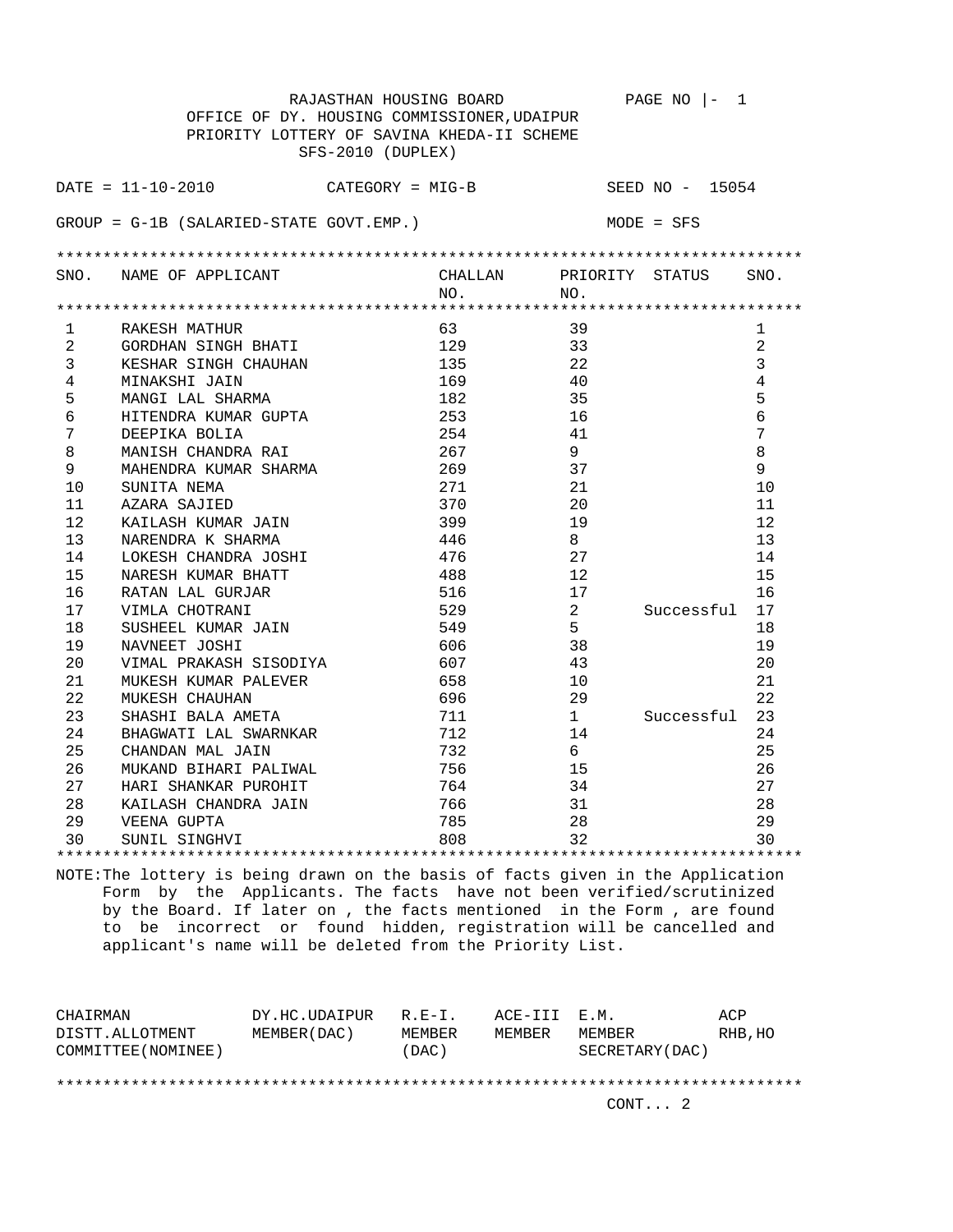RAJASTHAN HOUSING BOARD PAGE NO |- 1

OFFICE OF DY. HOUSING COMMISSIONER,UDAIPUR

PRIORITY LOTTERY OF SAVINA KHEDA-II SCHEME

SFS-2010 (DUPLEX)

DATE = 11-10-2010 CATEGORY = MIG-B SEED NO - 15054

GROUP = G-1B (SALARIED-STATE GOVT.EMP.) MODE = SFS

| SNO. | NAME OF APPLICANT | CHALLAN NO. | PRIORITY NO. | STATUS | SNO. |
|---|---|---|---|---|---|
| 1 | RAKESH MATHUR | 63 | 39 | | 1 |
| 2 | GORDHAN SINGH BHATI | 129 | 33 | | 2 |
| 3 | KESHAR SINGH CHAUHAN | 135 | 22 | | 3 |
| 4 | MINAKSHI JAIN | 169 | 40 | | 4 |
| 5 | MANGI LAL SHARMA | 182 | 35 | | 5 |
| 6 | HITENDRA KUMAR GUPTA | 253 | 16 | | 6 |
| 7 | DEEPIKA BOLIA | 254 | 41 | | 7 |
| 8 | MANISH CHANDRA RAI | 267 | 9 | | 8 |
| 9 | MAHENDRA KUMAR SHARMA | 269 | 37 | | 9 |
| 10 | SUNITA NEMA | 271 | 21 | | 10 |
| 11 | AZARA SAJIED | 370 | 20 | | 11 |
| 12 | KAILASH KUMAR JAIN | 399 | 19 | | 12 |
| 13 | NARENDRA K SHARMA | 446 | 8 | | 13 |
| 14 | LOKESH CHANDRA JOSHI | 476 | 27 | | 14 |
| 15 | NARESH KUMAR BHATT | 488 | 12 | | 15 |
| 16 | RATAN LAL GURJAR | 516 | 17 | | 16 |
| 17 | VIMLA CHOTRANI | 529 | 2 | Successful | 17 |
| 18 | SUSHEEL KUMAR JAIN | 549 | 5 | | 18 |
| 19 | NAVNEET JOSHI | 606 | 38 | | 19 |
| 20 | VIMAL PRAKASH SISODIYA | 607 | 43 | | 20 |
| 21 | MUKESH KUMAR PALEVER | 658 | 10 | | 21 |
| 22 | MUKESH CHAUHAN | 696 | 29 | | 22 |
| 23 | SHASHI BALA AMETA | 711 | 1 | Successful | 23 |
| 24 | BHAGWATI LAL SWARNKAR | 712 | 14 | | 24 |
| 25 | CHANDAN MAL JAIN | 732 | 6 | | 25 |
| 26 | MUKAND BIHARI PALIWAL | 756 | 15 | | 26 |
| 27 | HARI SHANKAR PUROHIT | 764 | 34 | | 27 |
| 28 | KAILASH CHANDRA JAIN | 766 | 31 | | 28 |
| 29 | VEENA GUPTA | 785 | 28 | | 29 |
| 30 | SUNIL SINGHVI | 808 | 32 | | 30 |

NOTE:The lottery is being drawn on the basis of facts given in the Application Form by the Applicants. The facts have not been verified/scrutinized by the Board. If later on , the facts mentioned in the Form , are found to be incorrect or found hidden, registration will be cancelled and applicant's name will be deleted from the Priority List.

| CHAIRMAN DISTT.ALLOTMENT COMMITTEE(NOMINEE) | DY.HC.UDAIPUR MEMBER(DAC) | R.E-I. MEMBER (DAC) | ACE-III MEMBER | E.M. MEMBER SECRETARY(DAC) | ACP RHB,HO |
|---|---|---|---|---|---|

CONT... 2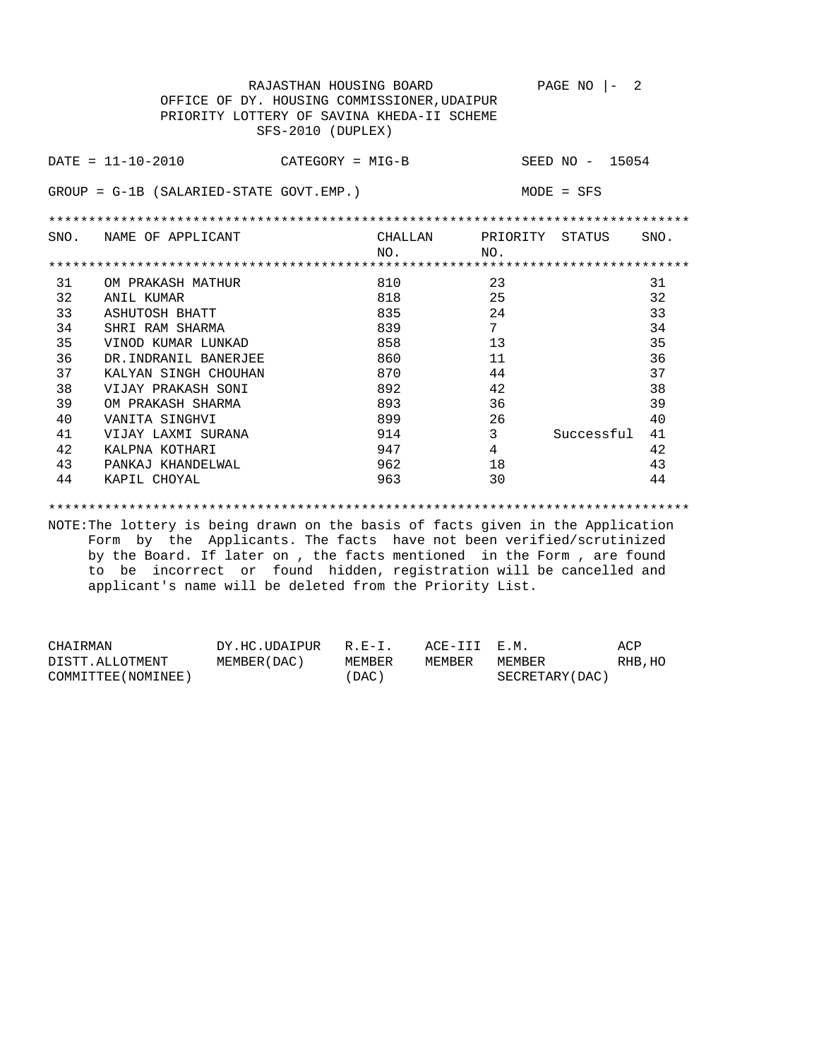RAJASTHAN HOUSING BOARD

OFFICE OF DY. HOUSING COMMISSIONER,UDAIPUR

PRIORITY LOTTERY OF SAVINA KHEDA-II SCHEME

SFS-2010 (DUPLEX)

DATE = 11-10-2010 CATEGORY = MIG-B SEED NO - 15054

GROUP = G-1B (SALARIED-STATE GOVT.EMP.) MODE = SFS

| SNO. | NAME OF APPLICANT | CHALLAN NO. | PRIORITY NO. | STATUS | SNO. |
|---|---|---|---|---|---|
| 31 | OM PRAKASH MATHUR | 810 | 23 | | 31 |
| 32 | ANIL KUMAR | 818 | 25 | | 32 |
| 33 | ASHUTOSH BHATT | 835 | 24 | | 33 |
| 34 | SHRI RAM SHARMA | 839 | 7 | | 34 |
| 35 | VINOD KUMAR LUNKAD | 858 | 13 | | 35 |
| 36 | DR.INDRANIL BANERJEE | 860 | 11 | | 36 |
| 37 | KALYAN SINGH CHOUHAN | 870 | 44 | | 37 |
| 38 | VIJAY PRAKASH SONI | 892 | 42 | | 38 |
| 39 | OM PRAKASH SHARMA | 893 | 36 | | 39 |
| 40 | VANITA SINGHVI | 899 | 26 | | 40 |
| 41 | VIJAY LAXMI SURANA | 914 | 3 | Successful | 41 |
| 42 | KALPNA KOTHARI | 947 | 4 | | 42 |
| 43 | PANKAJ KHANDELWAL | 962 | 18 | | 43 |
| 44 | KAPIL CHOYAL | 963 | 30 | | 44 |

NOTE:The lottery is being drawn on the basis of facts given in the Application Form by the Applicants. The facts have not been verified/scrutinized by the Board. If later on , the facts mentioned in the Form , are found to be incorrect or found hidden, registration will be cancelled and applicant's name will be deleted from the Priority List.

| CHAIRMAN DISTT.ALLOTMENT COMMITTEE(NOMINEE) | DY.HC.UDAIPUR MEMBER(DAC) | R.E-I. MEMBER (DAC) | ACE-III MEMBER | E.M. MEMBER SECRETARY(DAC) | ACP RHB,HO |
|---|---|---|---|---|---|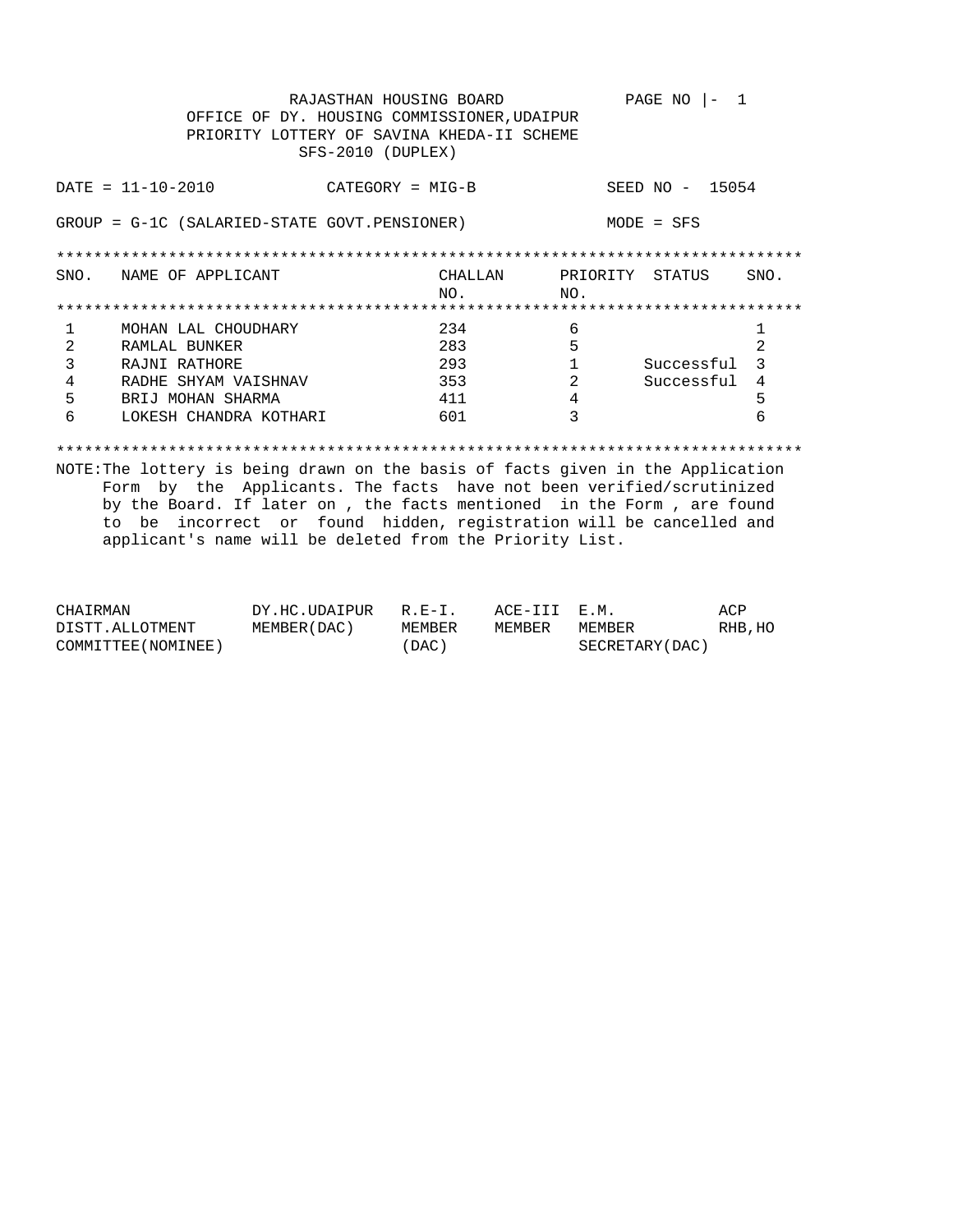RAJASTHAN HOUSING BOARD

OFFICE OF DY. HOUSING COMMISSIONER,UDAIPUR

PRIORITY LOTTERY OF SAVINA KHEDA-II SCHEME

SFS-2010 (DUPLEX)

PAGE NO |- 1

DATE = 11-10-2010 CATEGORY = MIG-B SEED NO - 15054

GROUP = G-1C (SALARIED-STATE GOVT.PENSIONER) MODE = SFS

| SNO. | NAME OF APPLICANT | CHALLAN NO. | PRIORITY NO. | STATUS | SNO. |
|---|---|---|---|---|---|
| 1 | MOHAN LAL CHOUDHARY | 234 | 6 | | 1 |
| 2 | RAMLAL BUNKER | 283 | 5 | | 2 |
| 3 | RAJNI RATHORE | 293 | 1 | Successful | 3 |
| 4 | RADHE SHYAM VAISHNAV | 353 | 2 | Successful | 4 |
| 5 | BRIJ MOHAN SHARMA | 411 | 4 | | 5 |
| 6 | LOKESH CHANDRA KOTHARI | 601 | 3 | | 6 |

NOTE:The lottery is being drawn on the basis of facts given in the Application Form by the Applicants. The facts have not been verified/scrutinized by the Board. If later on , the facts mentioned in the Form , are found to be incorrect or found hidden, registration will be cancelled and applicant's name will be deleted from the Priority List.

| CHAIRMAN DISTT.ALLOTMENT COMMITTEE(NOMINEE) | DY.HC.UDAIPUR MEMBER(DAC) | R.E-I. MEMBER (DAC) | ACE-III MEMBER | E.M. MEMBER SECRETARY(DAC) | ACP RHB,HO |
|---|---|---|---|---|---|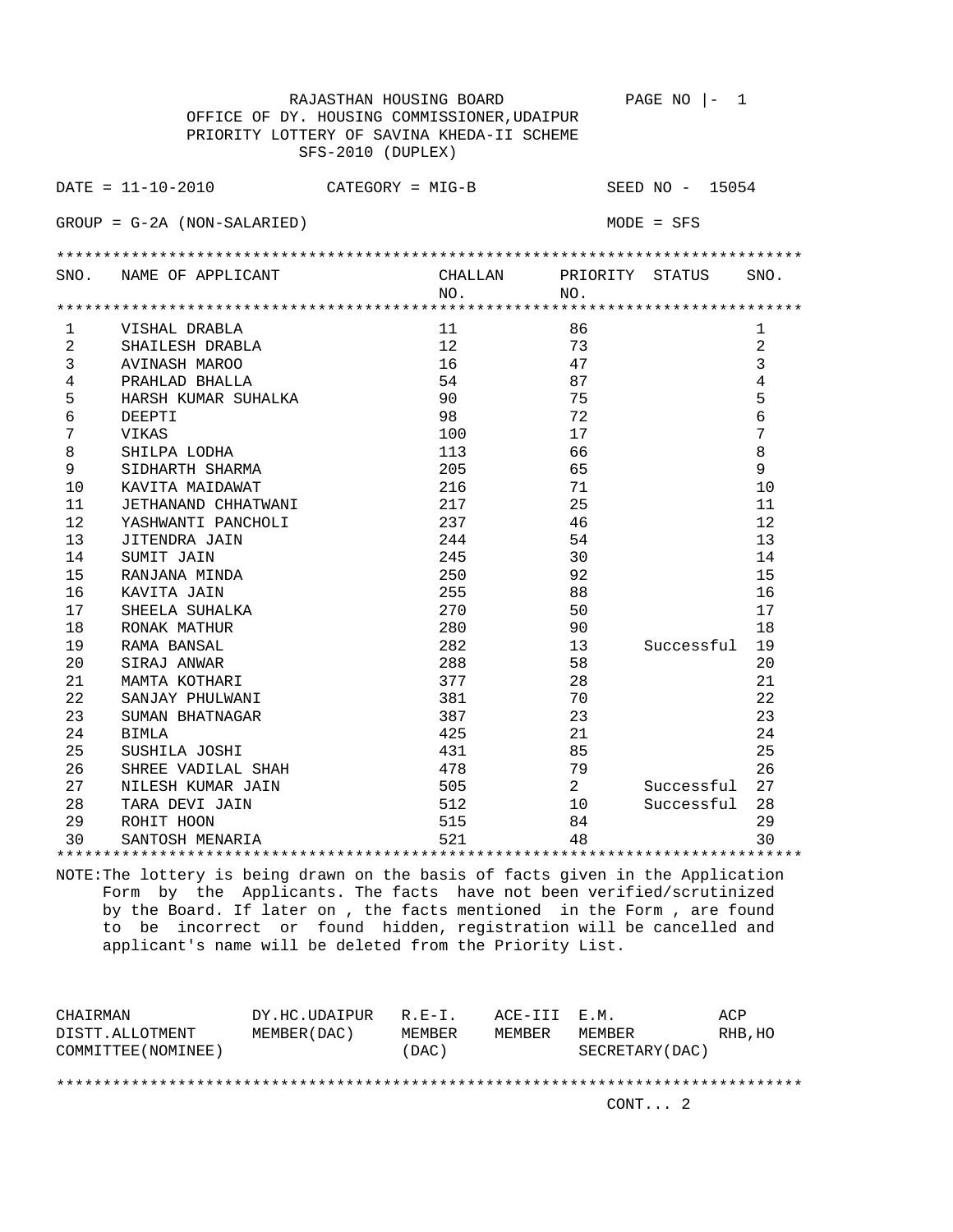RAJASTHAN HOUSING BOARD

OFFICE OF DY. HOUSING COMMISSIONER,UDAIPUR

PRIORITY LOTTERY OF SAVINA KHEDA-II SCHEME

SFS-2010 (DUPLEX)

PAGE NO |- 1

DATE = 11-10-2010 CATEGORY = MIG-B SEED NO - 15054

GROUP = G-2A (NON-SALARIED) MODE = SFS

| SNO. | NAME OF APPLICANT | CHALLAN NO. | PRIORITY NO. | STATUS | SNO. |
|---|---|---|---|---|---|
| 1 | VISHAL DRABLA | 11 | 86 | | 1 |
| 2 | SHAILESH DRABLA | 12 | 73 | | 2 |
| 3 | AVINASH MAROO | 16 | 47 | | 3 |
| 4 | PRAHLAD BHALLA | 54 | 87 | | 4 |
| 5 | HARSH KUMAR SUHALKA | 90 | 75 | | 5 |
| 6 | DEEPTI | 98 | 72 | | 6 |
| 7 | VIKAS | 100 | 17 | | 7 |
| 8 | SHILPA LODHA | 113 | 66 | | 8 |
| 9 | SIDHARTH SHARMA | 205 | 65 | | 9 |
| 10 | KAVITA MAIDAWAT | 216 | 71 | | 10 |
| 11 | JETHANAND CHHATWANI | 217 | 25 | | 11 |
| 12 | YASHWANTI PANCHOLI | 237 | 46 | | 12 |
| 13 | JITENDRA JAIN | 244 | 54 | | 13 |
| 14 | SUMIT JAIN | 245 | 30 | | 14 |
| 15 | RANJANA MINDA | 250 | 92 | | 15 |
| 16 | KAVITA JAIN | 255 | 88 | | 16 |
| 17 | SHEELA SUHALKA | 270 | 50 | | 17 |
| 18 | RONAK MATHUR | 280 | 90 | | 18 |
| 19 | RAMA BANSAL | 282 | 13 | Successful | 19 |
| 20 | SIRAJ ANWAR | 288 | 58 | | 20 |
| 21 | MAMTA KOTHARI | 377 | 28 | | 21 |
| 22 | SANJAY PHULWANI | 381 | 70 | | 22 |
| 23 | SUMAN BHATNAGAR | 387 | 23 | | 23 |
| 24 | BIMLA | 425 | 21 | | 24 |
| 25 | SUSHILA JOSHI | 431 | 85 | | 25 |
| 26 | SHREE VADILAL SHAH | 478 | 79 | | 26 |
| 27 | NILESH KUMAR JAIN | 505 | 2 | Successful | 27 |
| 28 | TARA DEVI JAIN | 512 | 10 | Successful | 28 |
| 29 | ROHIT HOON | 515 | 84 | | 29 |
| 30 | SANTOSH MENARIA | 521 | 48 | | 30 |

NOTE:The lottery is being drawn on the basis of facts given in the Application Form by the Applicants. The facts have not been verified/scrutinized by the Board. If later on , the facts mentioned in the Form , are found to be incorrect or found hidden, registration will be cancelled and applicant's name will be deleted from the Priority List.

| CHAIRMAN DISTT.ALLOTMENT COMMITTEE(NOMINEE) | DY.HC.UDAIPUR MEMBER(DAC) | R.E-I. MEMBER (DAC) | ACE-III MEMBER | E.M. MEMBER SECRETARY(DAC) | ACP RHB,HO |
|---|---|---|---|---|---|

CONT... 2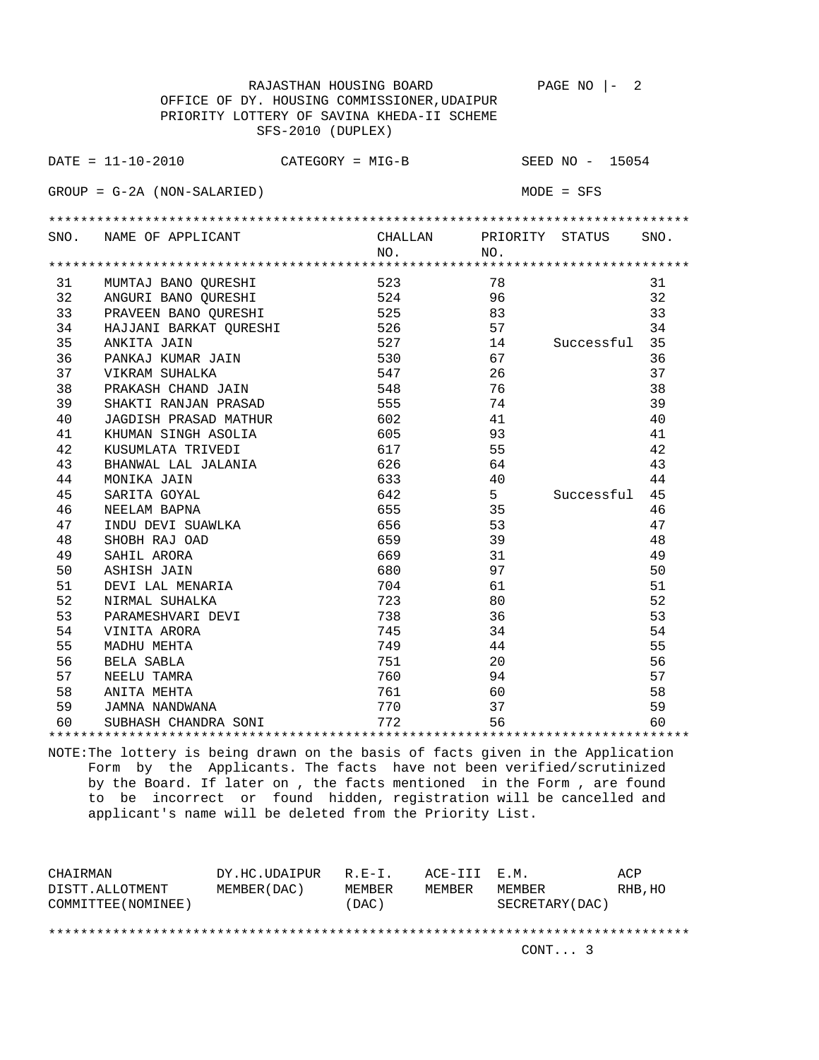RAJASTHAN HOUSING BOARD PAGE NO |- 2

OFFICE OF DY. HOUSING COMMISSIONER,UDAIPUR

PRIORITY LOTTERY OF SAVINA KHEDA-II SCHEME

SFS-2010 (DUPLEX)

DATE = 11-10-2010 CATEGORY = MIG-B SEED NO - 15054

GROUP = G-2A (NON-SALARIED) MODE = SFS

| SNO. | NAME OF APPLICANT | CHALLAN NO. | PRIORITY NO. | STATUS | SNO. |
|---|---|---|---|---|---|
| 31 | MUMTAJ BANO QURESHI | 523 | 78 | | 31 |
| 32 | ANGURI BANO QURESHI | 524 | 96 | | 32 |
| 33 | PRAVEEN BANO QURESHI | 525 | 83 | | 33 |
| 34 | HAJJANI BARKAT QURESHI | 526 | 57 | | 34 |
| 35 | ANKITA JAIN | 527 | 14 | Successful | 35 |
| 36 | PANKAJ KUMAR JAIN | 530 | 67 | | 36 |
| 37 | VIKRAM SUHALKA | 547 | 26 | | 37 |
| 38 | PRAKASH CHAND JAIN | 548 | 76 | | 38 |
| 39 | SHAKTI RANJAN PRASAD | 555 | 74 | | 39 |
| 40 | JAGDISH PRASAD MATHUR | 602 | 41 | | 40 |
| 41 | KHUMAN SINGH ASOLIA | 605 | 93 | | 41 |
| 42 | KUSUMLATA TRIVEDI | 617 | 55 | | 42 |
| 43 | BHANWAL LAL JALANIA | 626 | 64 | | 43 |
| 44 | MONIKA JAIN | 633 | 40 | | 44 |
| 45 | SARITA GOYAL | 642 | 5 | Successful | 45 |
| 46 | NEELAM BAPNA | 655 | 35 | | 46 |
| 47 | INDU DEVI SUAWLKA | 656 | 53 | | 47 |
| 48 | SHOBH RAJ OAD | 659 | 39 | | 48 |
| 49 | SAHIL ARORA | 669 | 31 | | 49 |
| 50 | ASHISH JAIN | 680 | 97 | | 50 |
| 51 | DEVI LAL MENARIA | 704 | 61 | | 51 |
| 52 | NIRMAL SUHALKA | 723 | 80 | | 52 |
| 53 | PARAMESHVARI DEVI | 738 | 36 | | 53 |
| 54 | VINITA ARORA | 745 | 34 | | 54 |
| 55 | MADHU MEHTA | 749 | 44 | | 55 |
| 56 | BELA SABLA | 751 | 20 | | 56 |
| 57 | NEELU TAMRA | 760 | 94 | | 57 |
| 58 | ANITA MEHTA | 761 | 60 | | 58 |
| 59 | JAMNA NANDWANA | 770 | 37 | | 59 |
| 60 | SUBHASH CHANDRA SONI | 772 | 56 | | 60 |

NOTE:The lottery is being drawn on the basis of facts given in the Application Form by the Applicants. The facts have not been verified/scrutinized by the Board. If later on , the facts mentioned in the Form , are found to be incorrect or found hidden, registration will be cancelled and applicant's name will be deleted from the Priority List.

| CHAIRMAN DISTT.ALLOTMENT COMMITTEE(NOMINEE) | DY.HC.UDAIPUR MEMBER(DAC) | R.E-I. MEMBER (DAC) | ACE-III MEMBER | E.M. MEMBER SECRETARY(DAC) | ACP RHB,HO |
|---|---|---|---|---|---|

CONT... 3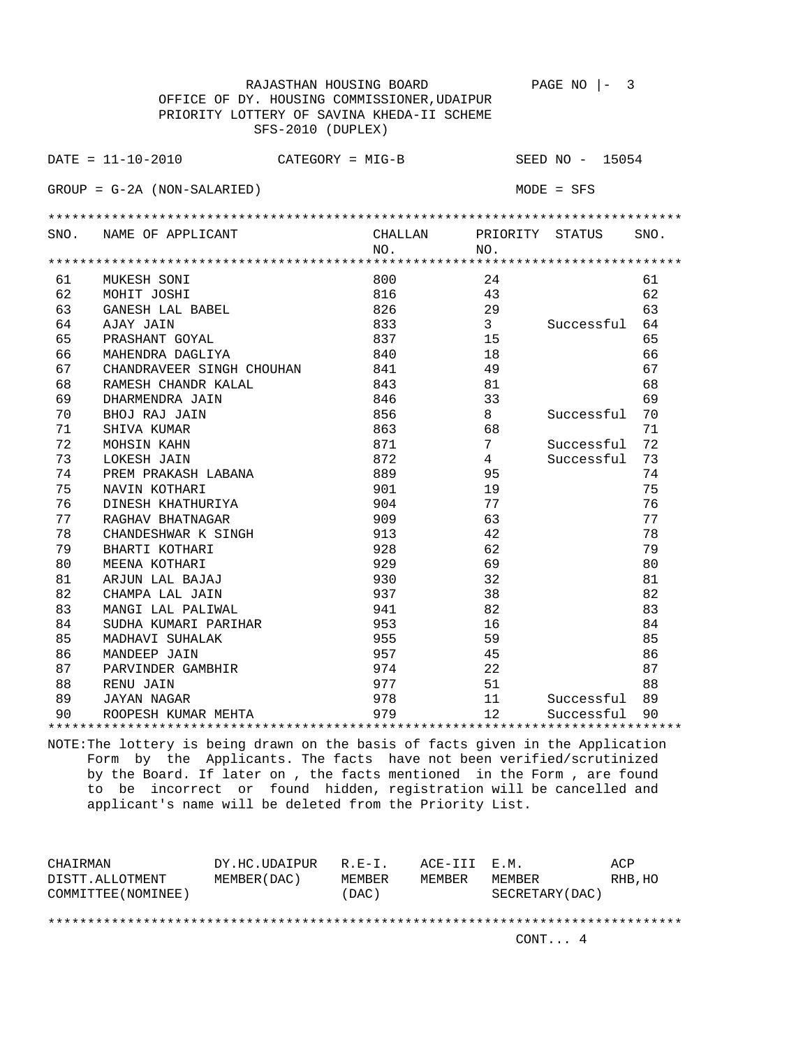RAJASTHAN HOUSING BOARD PAGE NO |- 3

OFFICE OF DY. HOUSING COMMISSIONER,UDAIPUR

PRIORITY LOTTERY OF SAVINA KHEDA-II SCHEME

SFS-2010 (DUPLEX)

DATE = 11-10-2010 CATEGORY = MIG-B SEED NO - 15054

GROUP = G-2A (NON-SALARIED) MODE = SFS

| SNO. | NAME OF APPLICANT | CHALLAN NO. | PRIORITY NO. | STATUS | SNO. |
|---|---|---|---|---|---|
| 61 | MUKESH SONI | 800 | 24 | | 61 |
| 62 | MOHIT JOSHI | 816 | 43 | | 62 |
| 63 | GANESH LAL BABEL | 826 | 29 | | 63 |
| 64 | AJAY JAIN | 833 | 3 | Successful | 64 |
| 65 | PRASHANT GOYAL | 837 | 15 | | 65 |
| 66 | MAHENDRA DAGLIYA | 840 | 18 | | 66 |
| 67 | CHANDRAVEER SINGH CHOUHAN | 841 | 49 | | 67 |
| 68 | RAMESH CHANDR KALAL | 843 | 81 | | 68 |
| 69 | DHARMENDRA JAIN | 846 | 33 | | 69 |
| 70 | BHOJ RAJ JAIN | 856 | 8 | Successful | 70 |
| 71 | SHIVA KUMAR | 863 | 68 | | 71 |
| 72 | MOHSIN KAHN | 871 | 7 | Successful | 72 |
| 73 | LOKESH JAIN | 872 | 4 | Successful | 73 |
| 74 | PREM PRAKASH LABANA | 889 | 95 | | 74 |
| 75 | NAVIN KOTHARI | 901 | 19 | | 75 |
| 76 | DINESH KHATHURIYA | 904 | 77 | | 76 |
| 77 | RAGHAV BHATNAGAR | 909 | 63 | | 77 |
| 78 | CHANDESHWAR K SINGH | 913 | 42 | | 78 |
| 79 | BHARTI KOTHARI | 928 | 62 | | 79 |
| 80 | MEENA KOTHARI | 929 | 69 | | 80 |
| 81 | ARJUN LAL BAJAJ | 930 | 32 | | 81 |
| 82 | CHAMPA LAL JAIN | 937 | 38 | | 82 |
| 83 | MANGI LAL PALIWAL | 941 | 82 | | 83 |
| 84 | SUDHA KUMARI PARIHAR | 953 | 16 | | 84 |
| 85 | MADHAVI SUHALAK | 955 | 59 | | 85 |
| 86 | MANDEEP JAIN | 957 | 45 | | 86 |
| 87 | PARVINDER GAMBHIR | 974 | 22 | | 87 |
| 88 | RENU JAIN | 977 | 51 | | 88 |
| 89 | JAYAN NAGAR | 978 | 11 | Successful | 89 |
| 90 | ROOPESH KUMAR MEHTA | 979 | 12 | Successful | 90 |

NOTE:The lottery is being drawn on the basis of facts given in the Application Form by the Applicants. The facts have not been verified/scrutinized by the Board. If later on , the facts mentioned in the Form , are found to be incorrect or found hidden, registration will be cancelled and applicant's name will be deleted from the Priority List.

| CHAIRMAN DISTT.ALLOTMENT COMMITTEE(NOMINEE) | DY.HC.UDAIPUR MEMBER(DAC) | R.E-I. MEMBER (DAC) | ACE-III MEMBER | E.M. MEMBER SECRETARY(DAC) | ACP RHB,HO |
|---|---|---|---|---|---|

CONT... 4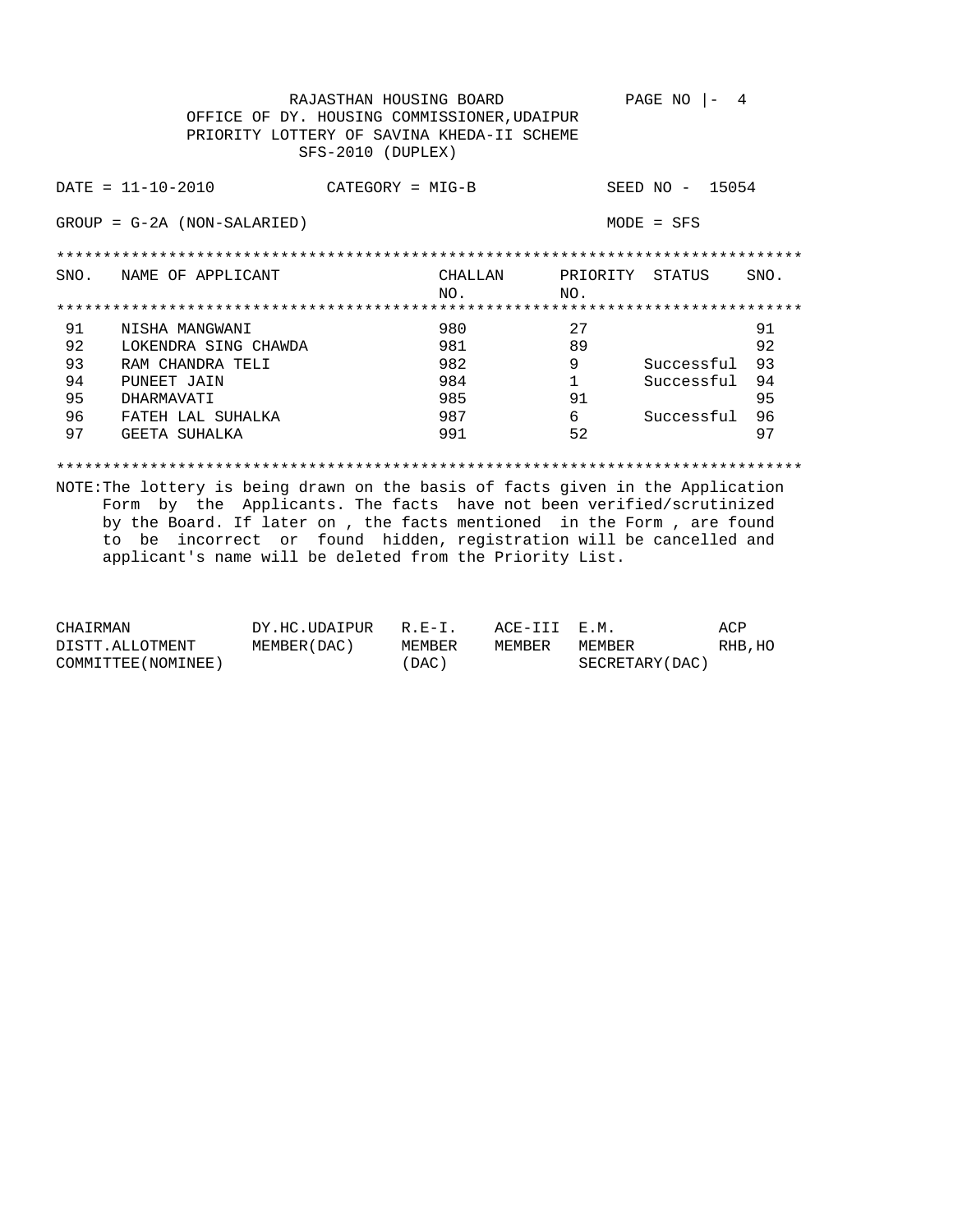RAJASTHAN HOUSING BOARD  PAGE NO |- 4

OFFICE OF DY. HOUSING COMMISSIONER,UDAIPUR

PRIORITY LOTTERY OF SAVINA KHEDA-II SCHEME

SFS-2010 (DUPLEX)

DATE = 11-10-2010  CATEGORY = MIG-B  SEED NO - 15054

GROUP = G-2A (NON-SALARIED)  MODE = SFS

| SNO. | NAME OF APPLICANT | CHALLAN NO. | PRIORITY NO. | STATUS | SNO. |
|---|---|---|---|---|---|
| 91 | NISHA MANGWANI | 980 | 27 | | 91 |
| 92 | LOKENDRA SING CHAWDA | 981 | 89 | | 92 |
| 93 | RAM CHANDRA TELI | 982 | 9 | Successful | 93 |
| 94 | PUNEET JAIN | 984 | 1 | Successful | 94 |
| 95 | DHARMAVATI | 985 | 91 | | 95 |
| 96 | FATEH LAL SUHALKA | 987 | 6 | Successful | 96 |
| 97 | GEETA SUHALKA | 991 | 52 | | 97 |

NOTE:The lottery is being drawn on the basis of facts given in the Application Form by the Applicants. The facts have not been verified/scrutinized by the Board. If later on , the facts mentioned in the Form , are found to be incorrect or found hidden, registration will be cancelled and applicant's name will be deleted from the Priority List.

| CHAIRMAN DISTT.ALLOTMENT COMMITTEE(NOMINEE) | DY.HC.UDAIPUR MEMBER(DAC) | R.E-I. MEMBER (DAC) | ACE-III MEMBER | E.M. MEMBER SECRETARY(DAC) | ACP RHB,HO |
|---|---|---|---|---|---|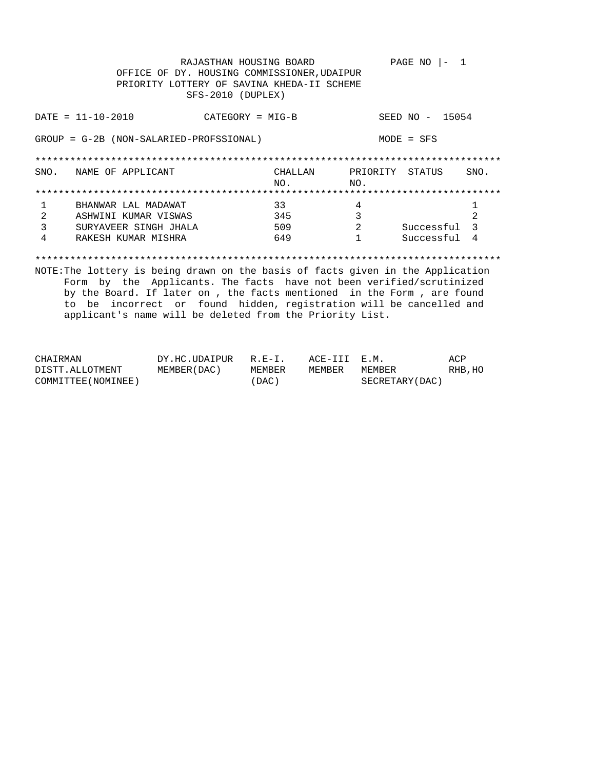RAJASTHAN HOUSING BOARD

OFFICE OF DY. HOUSING COMMISSIONER,UDAIPUR

PRIORITY LOTTERY OF SAVINA KHEDA-II SCHEME

SFS-2010 (DUPLEX)

PAGE NO |- 1

DATE = 11-10-2010 CATEGORY = MIG-B SEED NO - 15054

GROUP = G-2B (NON-SALARIED-PROFSSIONAL) MODE = SFS

| SNO. | NAME OF APPLICANT | CHALLAN NO. | PRIORITY NO. | STATUS | SNO. |
|---|---|---|---|---|---|
| 1 | BHANWAR LAL MADAWAT | 33 | 4 | | 1 |
| 2 | ASHWINI KUMAR VISWAS | 345 | 3 | | 2 |
| 3 | SURYAVEER SINGH JHALA | 509 | 2 | Successful | 3 |
| 4 | RAKESH KUMAR MISHRA | 649 | 1 | Successful | 4 |

NOTE:The lottery is being drawn on the basis of facts given in the Application Form by the Applicants. The facts have not been verified/scrutinized by the Board. If later on , the facts mentioned in the Form , are found to be incorrect or found hidden, registration will be cancelled and applicant's name will be deleted from the Priority List.

| CHAIRMAN DISTT.ALLOTMENT COMMITTEE(NOMINEE) | DY.HC.UDAIPUR MEMBER(DAC) | R.E-I. MEMBER (DAC) | ACE-III MEMBER | E.M. MEMBER SECRETARY(DAC) | ACP RHB,HO |
|---|---|---|---|---|---|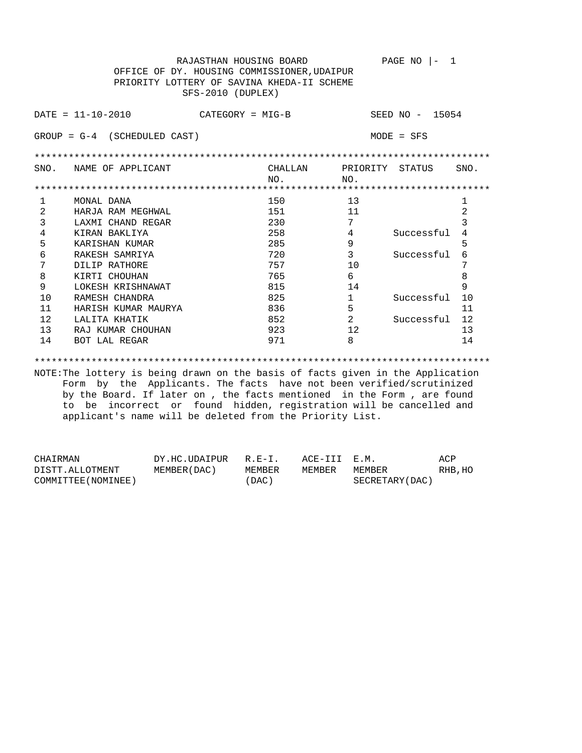RAJASTHAN HOUSING BOARD

OFFICE OF DY. HOUSING COMMISSIONER,UDAIPUR

PRIORITY LOTTERY OF SAVINA KHEDA-II SCHEME

SFS-2010 (DUPLEX)

PAGE NO |- 1

DATE = 11-10-2010 CATEGORY = MIG-B SEED NO - 15054

GROUP = G-4 (SCHEDULED CAST) MODE = SFS

| SNO. | NAME OF APPLICANT | CHALLAN NO. | PRIORITY NO. | STATUS | SNO. |
|---|---|---|---|---|---|
| 1 | MONAL DANA | 150 | 13 | | 1 |
| 2 | HARJA RAM MEGHWAL | 151 | 11 | | 2 |
| 3 | LAXMI CHAND REGAR | 230 | 7 | | 3 |
| 4 | KIRAN BAKLIYA | 258 | 4 | Successful | 4 |
| 5 | KARISHAN KUMAR | 285 | 9 | | 5 |
| 6 | RAKESH SAMRIYA | 720 | 3 | Successful | 6 |
| 7 | DILIP RATHORE | 757 | 10 | | 7 |
| 8 | KIRTI CHOUHAN | 765 | 6 | | 8 |
| 9 | LOKESH KRISHNAWAT | 815 | 14 | | 9 |
| 10 | RAMESH CHANDRA | 825 | 1 | Successful | 10 |
| 11 | HARISH KUMAR MAURYA | 836 | 5 | | 11 |
| 12 | LALITA KHATIK | 852 | 2 | Successful | 12 |
| 13 | RAJ KUMAR CHOUHAN | 923 | 12 | | 13 |
| 14 | BOT LAL REGAR | 971 | 8 | | 14 |

NOTE:The lottery is being drawn on the basis of facts given in the Application Form by the Applicants. The facts have not been verified/scrutinized by the Board. If later on , the facts mentioned in the Form , are found to be incorrect or found hidden, registration will be cancelled and applicant's name will be deleted from the Priority List.

| CHAIRMAN DISTT.ALLOTMENT COMMITTEE(NOMINEE) | DY.HC.UDAIPUR MEMBER(DAC) | R.E-I. MEMBER (DAC) | ACE-III MEMBER | E.M. MEMBER SECRETARY(DAC) | ACP RHB,HO |
|---|---|---|---|---|---|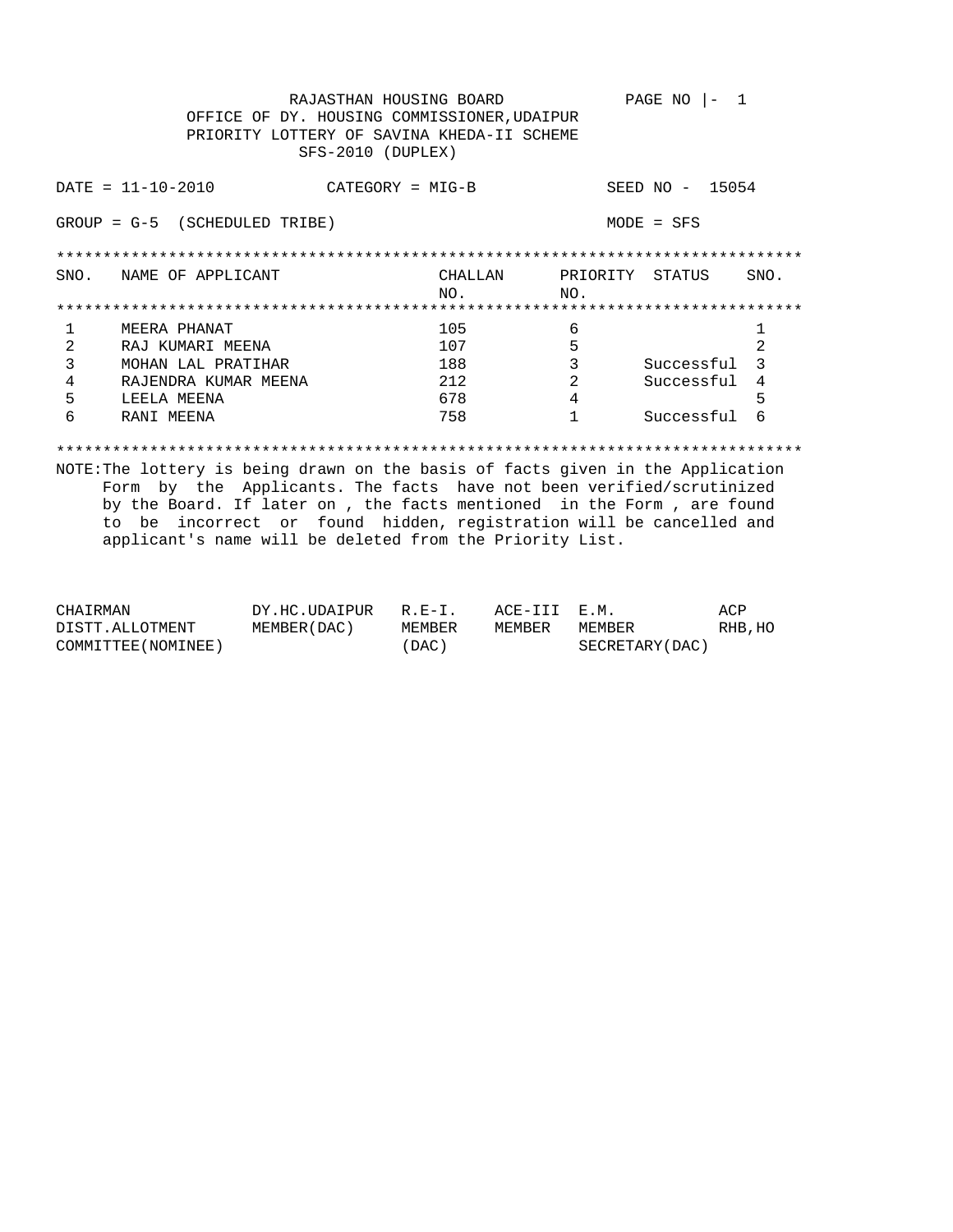RAJASTHAN HOUSING BOARD

OFFICE OF DY. HOUSING COMMISSIONER,UDAIPUR

PRIORITY LOTTERY OF SAVINA KHEDA-II SCHEME

SFS-2010 (DUPLEX)

PAGE NO |- 1

DATE = 11-10-2010 CATEGORY = MIG-B SEED NO - 15054

GROUP = G-5 (SCHEDULED TRIBE) MODE = SFS

| SNO. | NAME OF APPLICANT | CHALLAN NO. | PRIORITY NO. | STATUS | SNO. |
|---|---|---|---|---|---|
| 1 | MEERA PHANAT | 105 | 6 | | 1 |
| 2 | RAJ KUMARI MEENA | 107 | 5 | | 2 |
| 3 | MOHAN LAL PRATIHAR | 188 | 3 | Successful | 3 |
| 4 | RAJENDRA KUMAR MEENA | 212 | 2 | Successful | 4 |
| 5 | LEELA MEENA | 678 | 4 | | 5 |
| 6 | RANI MEENA | 758 | 1 | Successful | 6 |

NOTE:The lottery is being drawn on the basis of facts given in the Application Form by the Applicants. The facts have not been verified/scrutinized by the Board. If later on , the facts mentioned in the Form , are found to be incorrect or found hidden, registration will be cancelled and applicant's name will be deleted from the Priority List.

| CHAIRMAN DISTT.ALLOTMENT COMMITTEE(NOMINEE) | DY.HC.UDAIPUR MEMBER(DAC) | R.E-I. MEMBER (DAC) | ACE-III MEMBER | E.M. MEMBER SECRETARY(DAC) | ACP RHB,HO |
|---|---|---|---|---|---|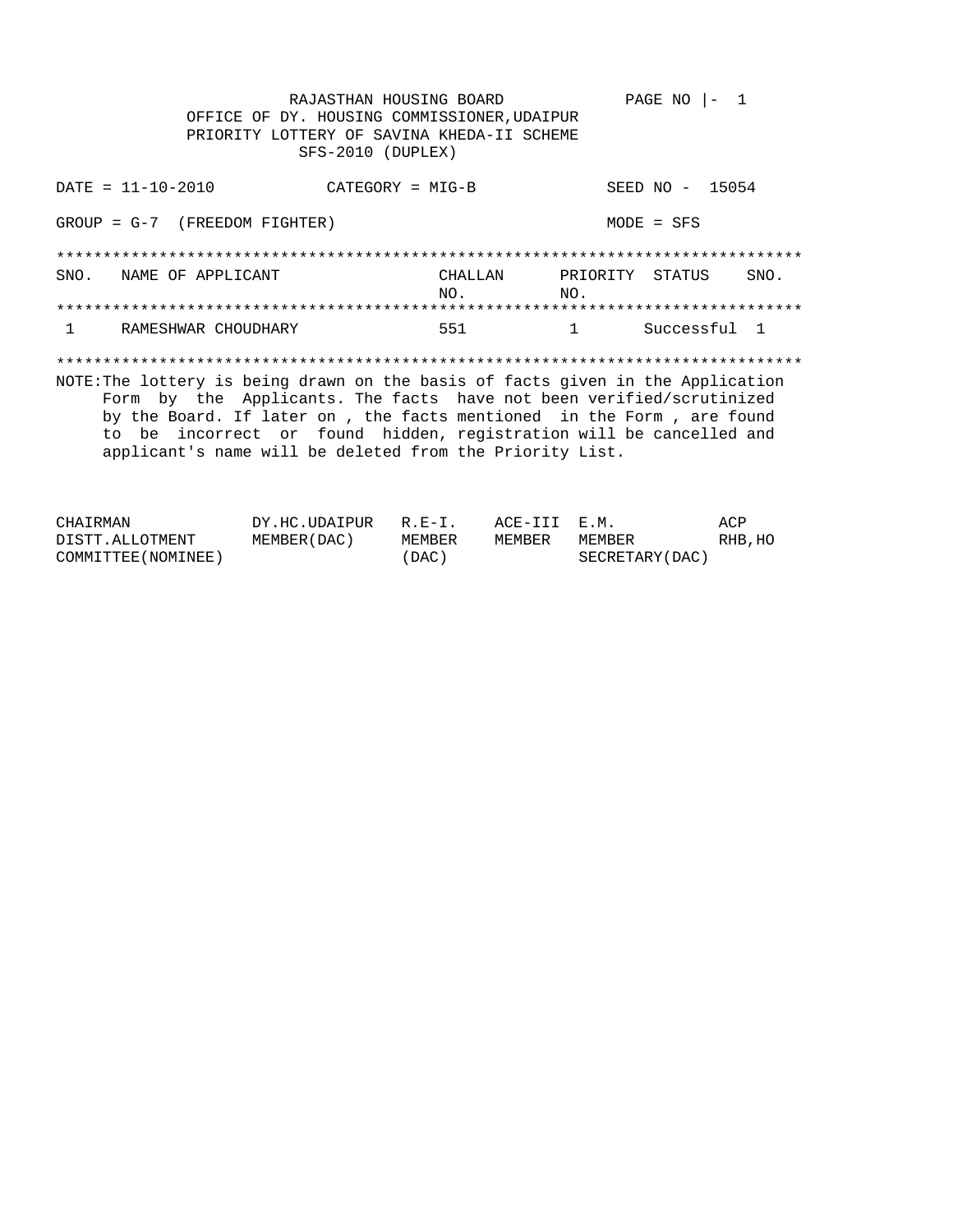RAJASTHAN HOUSING BOARD

OFFICE OF DY. HOUSING COMMISSIONER,UDAIPUR

PRIORITY LOTTERY OF SAVINA KHEDA-II SCHEME

SFS-2010 (DUPLEX)

PAGE NO |- 1

DATE = 11-10-2010 CATEGORY = MIG-B SEED NO - 15054

GROUP = G-7 (FREEDOM FIGHTER) MODE = SFS

| SNO. | NAME OF APPLICANT | CHALLAN NO. | PRIORITY NO. | STATUS | SNO. |
|---|---|---|---|---|---|
| 1 | RAMESHWAR CHOUDHARY | 551 | 1 | Successful | 1 |

NOTE:The lottery is being drawn on the basis of facts given in the Application Form by the Applicants. The facts have not been verified/scrutinized by the Board. If later on , the facts mentioned in the Form , are found to be incorrect or found hidden, registration will be cancelled and applicant's name will be deleted from the Priority List.

| CHAIRMAN DISTT.ALLOTMENT COMMITTEE(NOMINEE) | DY.HC.UDAIPUR MEMBER(DAC) | R.E-I. MEMBER (DAC) | ACE-III MEMBER | E.M. MEMBER SECRETARY(DAC) | ACP RHB,HO |
|---|---|---|---|---|---|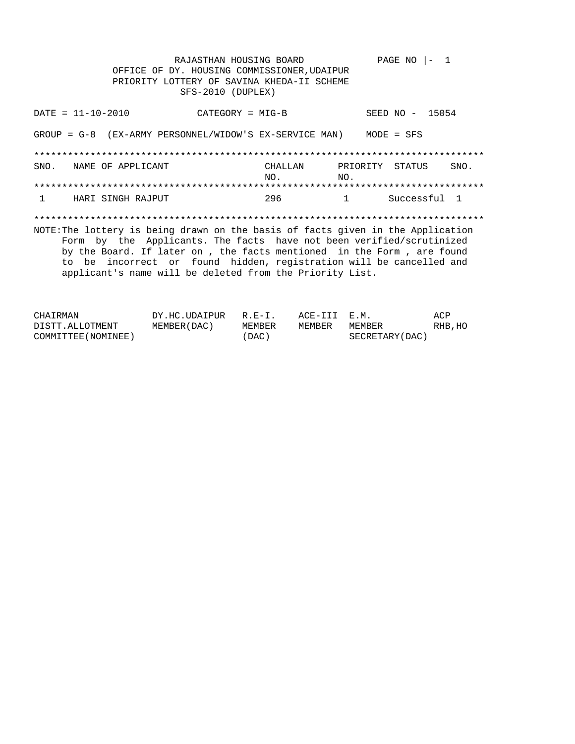RAJASTHAN HOUSING BOARD

OFFICE OF DY. HOUSING COMMISSIONER,UDAIPUR

PRIORITY LOTTERY OF SAVINA KHEDA-II SCHEME

SFS-2010 (DUPLEX)

PAGE NO |- 1

DATE = 11-10-2010 CATEGORY = MIG-B SEED NO - 15054

GROUP = G-8 (EX-ARMY PERSONNEL/WIDOW'S EX-SERVICE MAN) MODE = SFS

| SNO. | NAME OF APPLICANT | CHALLAN NO. | PRIORITY NO. | STATUS | SNO. |
|---|---|---|---|---|---|
| 1 | HARI SINGH RAJPUT | 296 | 1 | Successful | 1 |

NOTE:The lottery is being drawn on the basis of facts given in the Application Form by the Applicants. The facts have not been verified/scrutinized by the Board. If later on , the facts mentioned in the Form , are found to be incorrect or found hidden, registration will be cancelled and applicant's name will be deleted from the Priority List.

| CHAIRMAN DISTT.ALLOTMENT COMMITTEE(NOMINEE) | DY.HC.UDAIPUR MEMBER(DAC) | R.E-I. MEMBER (DAC) | ACE-III MEMBER | E.M. MEMBER SECRETARY(DAC) | ACP RHB,HO |
|---|---|---|---|---|---|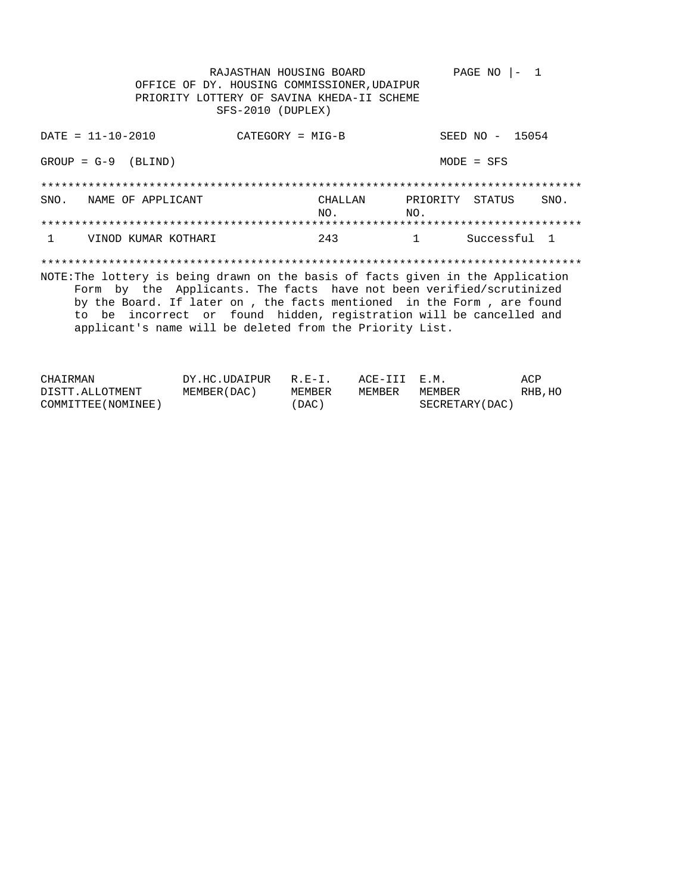RAJASTHAN HOUSING BOARD

OFFICE OF DY. HOUSING COMMISSIONER,UDAIPUR

PRIORITY LOTTERY OF SAVINA KHEDA-II SCHEME

SFS-2010 (DUPLEX)

PAGE NO |- 1

DATE = 11-10-2010 CATEGORY = MIG-B SEED NO - 15054

GROUP = G-9 (BLIND) MODE = SFS

| SNO. | NAME OF APPLICANT | CHALLAN NO. | PRIORITY NO. | STATUS | SNO. |
|---|---|---|---|---|---|
| 1 | VINOD KUMAR KOTHARI | 243 | 1 | Successful | 1 |

NOTE:The lottery is being drawn on the basis of facts given in the Application Form by the Applicants. The facts have not been verified/scrutinized by the Board. If later on , the facts mentioned in the Form , are found to be incorrect or found hidden, registration will be cancelled and applicant's name will be deleted from the Priority List.

| | | | | | |
|---|---|---|---|---|---|
| CHAIRMAN DISTT.ALLOTMENT COMMITTEE(NOMINEE) | DY.HC.UDAIPUR MEMBER(DAC) | R.E-I. MEMBER (DAC) | ACE-III MEMBER | E.M. MEMBER SECRETARY(DAC) | ACP RHB,HO |